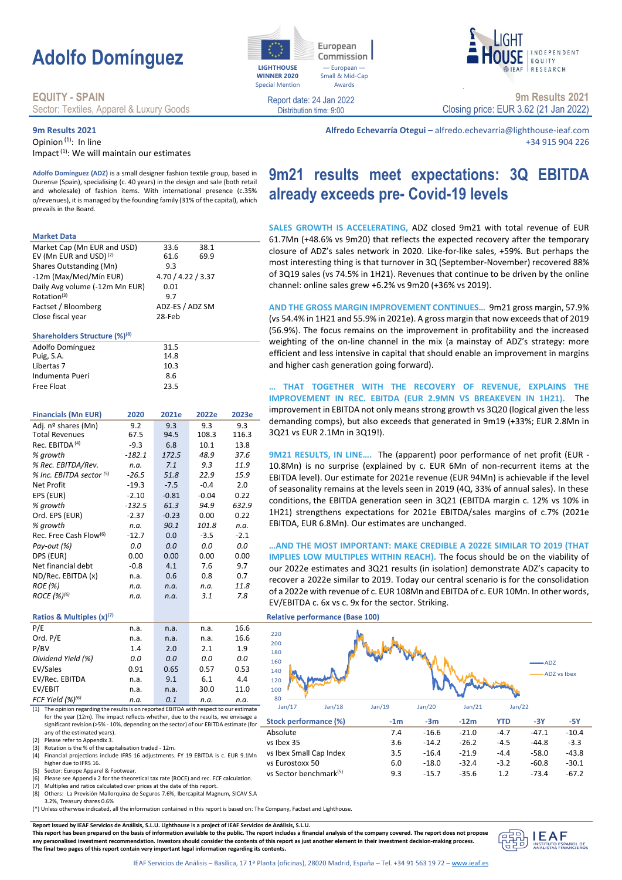# Adolfo Domínguez

**EQUITY - SPAIN**
Sector: Textiles, Apparel & Luxury Goods

LIGHTHOUSE WINNER 2020 Special Mention — European Commission — European Small & Mid-Cap Awards

LIGHTHOUSE — INDEPENDENT EQUITY RESEARCH — IEAF

Report date: 24 Jan 2022
Distribution time: 9:00

**9m Results 2021**
Closing price: EUR 3.62 (21 Jan 2022)

**9m Results 2021**
Opinion [(1)]: In line
Impact [(1)]: We will maintain our estimates

**Alfredo Echevarría Otegui** – alfredo.echevarria@lighthouse-ieaf.com
+34 915 904 226

**Adolfo Domínguez (ADZ)** is a small designer fashion textile group, based in Ourense (Spain), specialising (c. 40 years) in the design and sale (both retail and wholesale) of fashion items. With international presence (c.35% o/revenues), it is managed by the founding family (31% of the capital), which prevails in the Board.

## 9m21 results meet expectations: 3Q EBITDA already exceeds pre- Covid-19 levels

**SALES GROWTH IS ACCELERATING,** ADZ closed 9m21 with total revenue of EUR 61.7Mn (+48.6% vs 9m20) that reflects the expected recovery after the temporary closure of ADZ's sales network in 2020. Like-for-like sales, +59%. But perhaps the most interesting thing is that turnover in 3Q (September-November) recovered 88% of 3Q19 sales (vs 74.5% in 1H21). Revenues that continue to be driven by the online channel: online sales grew +6.2% vs 9m20 (+36% vs 2019).

**AND THE GROSS MARGIN IMPROVEMENT CONTINUES…** 9m21 gross margin, 57.9% (vs 54.4% in 1H21 and 55.9% in 2021e). A gross margin that now exceeds that of 2019 (56.9%). The focus remains on the improvement in profitability and the increased weighting of the on-line channel in the mix (a mainstay of ADZ's strategy: more efficient and less intensive in capital that should enable an improvement in margins and higher cash generation going forward).

**… THAT TOGETHER WITH THE RECOVERY OF REVENUE, EXPLAINS THE IMPROVEMENT IN REC. EBITDA (EUR 2.9MN VS BREAKEVEN IN 1H21).** The improvement in EBITDA not only means strong growth vs 3Q20 (logical given the less demanding comps), but also exceeds that generated in 9m19 (+33%; EUR 2.8Mn in 3Q21 vs EUR 2.1Mn in 3Q19!).

**9M21 RESULTS, IN LINE….** The (apparent) poor performance of net profit (EUR -10.8Mn) is no surprise (explained by c. EUR 6Mn of non-recurrent items at the EBITDA level). Our estimate for 2021e revenue (EUR 94Mn) is achievable if the level of seasonality remains at the levels seen in 2019 (4Q, 33% of annual sales). In these conditions, the EBITDA generation seen in 3Q21 (EBITDA margin c. 12% vs 10% in 1H21) strengthens expectations for 2021e EBITDA/sales margins of c.7% (2021e EBITDA, EUR 6.8Mn). Our estimates are unchanged.

**…AND THE MOST IMPORTANT: MAKE CREDIBLE A 2022E SIMILAR TO 2019 (THAT IMPLIES LOW MULTIPLES WITHIN REACH).** The focus should be on the viability of our 2022e estimates and 3Q21 results (in isolation) demonstrate ADZ's capacity to recover a 2022e similar to 2019. Today our central scenario is for the consolidation of a 2022e with revenue of c. EUR 108Mn and EBITDA of c. EUR 10Mn. In other words, EV/EBITDA c. 6x vs c. 9x for the sector. Striking.

### Market Data

| | | |
|---|---|---|
| Market Cap (Mn EUR and USD) | 33.6 | 38.1 |
| EV (Mn EUR and USD) [(2)] | 61.6 | 69.9 |
| Shares Outstanding (Mn) | 9.3 | |
| -12m (Max/Med/Mín EUR) | 4.70 / 4.22 / 3.37 | |
| Daily Avg volume (-12m Mn EUR) | 0.01 | |
| Rotation[(3)] | 9.7 | |
| Factset / Bloomberg | ADZ-ES / ADZ SM | |
| Close fiscal year | 28-Feb | |

### Shareholders Structure (%)[(8)]

| | |
|---|---|
| Adolfo Domínguez | 31.5 |
| Puig, S.A. | 14.8 |
| Libertas 7 | 10.3 |
| Indumenta Pueri | 8.6 |
| Free Float | 23.5 |

| Financials (Mn EUR) | 2020 | 2021e | 2022e | 2023e |
|---|---|---|---|---|
| Adj. nº shares (Mn) | 9.2 | 9.3 | 9.3 | 9.3 |
| Total Revenues | 67.5 | 94.5 | 108.3 | 116.3 |
| Rec. EBITDA [(4)] | -9.3 | 6.8 | 10.1 | 13.8 |
| *% growth* | *-182.1* | *172.5* | *48.9* | *37.6* |
| *% Rec. EBITDA/Rev.* | *n.a.* | *7.1* | *9.3* | *11.9* |
| *% Inc. EBITDA sector [(5)]* | *-26.5* | *51.8* | *22.9* | *15.9* |
| Net Profit | -19.3 | -7.5 | -0.4 | 2.0 |
| EPS (EUR) | -2.10 | -0.81 | -0.04 | 0.22 |
| *% growth* | *-132.5* | *61.3* | *94.9* | *632.9* |
| Ord. EPS (EUR) | -2.37 | -0.23 | 0.00 | 0.22 |
| *% growth* | *n.a.* | *90.1* | *101.8* | *n.a.* |
| Rec. Free Cash Flow[(6)] | -12.7 | 0.0 | -3.5 | -2.1 |
| *Pay-out (%)* | *0.0* | *0.0* | *0.0* | *0.0* |
| DPS (EUR) | 0.00 | 0.00 | 0.00 | 0.00 |
| Net financial debt | -0.8 | 4.1 | 7.6 | 9.7 |
| ND/Rec. EBITDA (x) | n.a. | 0.6 | 0.8 | 0.7 |
| *ROE (%)* | *n.a.* | *n.a.* | *n.a.* | *11.8* |
| *ROCE (%)[(6)]* | *n.a.* | *n.a.* | *3.1* | *7.8* |

| Ratios & Multiples (x)[(7)] | 2020 | 2021e | 2022e | 2023e |
|---|---|---|---|---|
| P/E | n.a. | n.a. | n.a. | 16.6 |
| Ord. P/E | n.a. | n.a. | n.a. | 16.6 |
| P/BV | 1.4 | 2.0 | 2.1 | 1.9 |
| *Dividend Yield (%)* | *0.0* | *0.0* | *0.0* | *0.0* |
| EV/Sales | 0.91 | 0.65 | 0.57 | 0.53 |
| EV/Rec. EBITDA | n.a. | 9.1 | 6.1 | 4.4 |
| EV/EBIT | n.a. | n.a. | 30.0 | 11.0 |
| *FCF Yield (%)[(6)]* | *n.a.* | *0.1* | *n.a.* | *n.a.* |

(1) The opinion regarding the results is on reported EBITDA with respect to our estimate for the year (12m). The impact reflects whether, due to the results, we envisage a significant revision (>5% - 10%, depending on the sector) of our EBITDA estimate (for any of the estimated years).
(2) Please refer to Appendix 3.
(3) Rotation is the % of the capitalisation traded - 12m.
(4) Financial projections include IFRS 16 adjustments. FY 19 EBITDA is c. EUR 9.1Mn higher due to IFRS 16.
(5) Sector: Europe Apparel & Footwear.
(6) Please see Appendix 2 for the theoretical tax rate (ROCE) and rec. FCF calculation.
(7) Multiples and ratios calculated over prices at the date of this report.
(8) Others: La Previsión Mallorquina de Seguros 7.6%, Ibercapital Magnum, SICAV S.A 3.2%, Treasury shares 0.6%

(*) Unless otherwise indicated, all the information contained in this report is based on: The Company, Factset and Lighthouse.

### Relative performance (Base 100)

| Stock performance (%) | -1m | -3m | -12m | YTD | -3Y | -5Y |
|---|---|---|---|---|---|---|
| Absolute | 7.4 | -16.6 | -21.0 | -4.7 | -47.1 | -10.4 |
| vs Ibex 35 | 3.6 | -14.2 | -26.2 | -4.5 | -44.8 | -3.3 |
| vs Ibex Small Cap Index | 3.5 | -16.4 | -21.9 | -4.4 | -58.0 | -43.8 |
| vs Eurostoxx 50 | 6.0 | -18.0 | -32.4 | -3.2 | -60.8 | -30.1 |
| vs Sector benchmark[(5)] | 9.3 | -15.7 | -35.6 | 1.2 | -73.4 | -67.2 |

**Report issued by IEAF Servicios de Análisis, S.L.U. Lighthouse is a project of IEAF Servicios de Análisis, S.L.U.**
**This report has been prepared on the basis of information available to the public. The report includes a financial analysis of the company covered. The report does not propose any personalised investment recommendation. Investors should consider the contents of this report as just another element in their investment decision-making process. The final two pages of this report contain very important legal information regarding its contents.**

IEAF Servicios de Análisis – Basílica, 17 1ª Planta (oficinas), 28020 Madrid, España – Tel. +34 91 563 19 72 – www.ieaf.es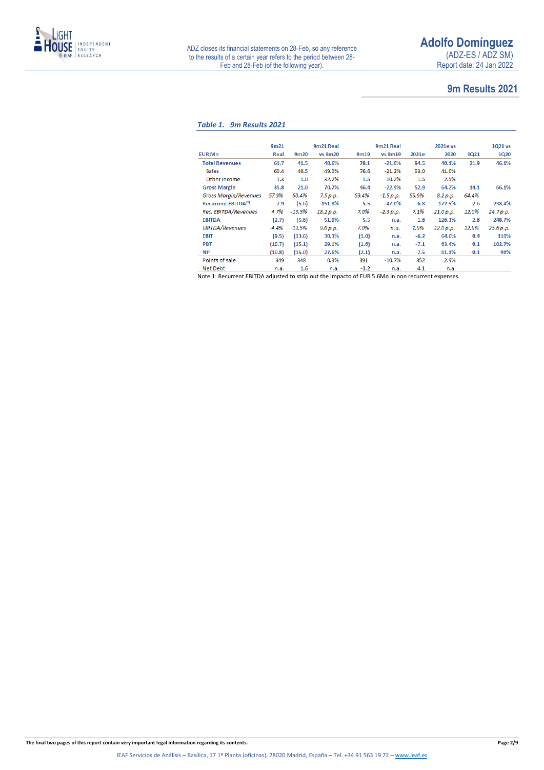## 9m Results 2021

*Table 1. 9m Results 2021*

| EUR Mn | 9m21 Real | 9m20 | 9m21 Real vs 9m20 | 9m19 | 9m21 Real vs 9m19 | 2021e | 2021e vs 2020 | 3Q21 | 3Q21 vs 3Q20 |
|---|---|---|---|---|---|---|---|---|---|
| **Total Revenues** | **61.7** | **41.5** | **48.6%** | **78.1** | **-21.0%** | **94.5** | **40.1%** | **21.9** | **46.1%** |
| Sales | 60.4 | 40.5 | 49.0% | 76.6 | -21.2% | 93.0 | 41.0% | | |
| Other income | 1.3 | 1.0 | 32.2% | 1.5 | -10.2% | 1.5 | 2.5% | | |
| **Gross Margin** | **35.8** | **21.0** | **70.7%** | **46.4** | **-22.9%** | **52.9** | **64.2%** | **14.1** | **66.1%** |
| *Gross Margin/Revenues* | *57.9%* | *50.4%* | *7.5 p.p.* | *59.4%* | *-1.5 p.p.* | *55.9%* | *8.2 p.p.* | *64.4%* | |
| **Recurrent EBITDA[1]** | **2.9** | **(5.6)** | **151.8%** | **5.5** | **-47.0%** | **6.8** | **172.5%** | **2.6** | **238.4%** |
| *Rec. EBITDA/Revenues* | *4.7%* | *-13.5%* | *18.2 p.p.* | *7.0%* | *-2.3 p.p.* | *7.1%* | *21.0 p.p.* | *12.0%* | *24.7 p.p.* |
| **EBITDA** | **(2.7)** | **(5.6)** | **51.0%** | **5.5** | **n.a.** | **1.8** | **126.3%** | **2.8** | **248.7%** |
| *EBITDA/Revenues* | *-4.4%* | *-13.5%* | *9.0 p.p.* | *7.0%* | *n.a.* | *1.9%* | *12.0 p.p.* | *12.9%* | *25.6 p.p.* |
| **EBIT** | **(9.5)** | **(13.6)** | **30.3%** | **(1.0)** | **n.a.** | **-6.2** | **64.6%** | **0.4** | **110%** |
| **PBT** | **(10.7)** | **(15.1)** | **29.1%** | **(1.6)** | **n.a.** | **-7.1** | **63.4%** | **0.1** | **102.7%** |
| **NP** | **(10.8)** | **(15.0)** | **27.6%** | **(2.1)** | **n.a.** | **-7.5** | **61.1%** | **-0.1** | **98%** |
| Points of sale | 349 | 348 | 0.3% | 391 | -10.7% | 352 | 2.9% | | |
| Net Debt | n.a. | 1.6 | n.a. | -3.2 | n.a. | 4.1 | n.a. | | |

Note 1: Recurrent EBITDA adjusted to strip out the impacto of EUR 5.6Mn in non recurrent expenses.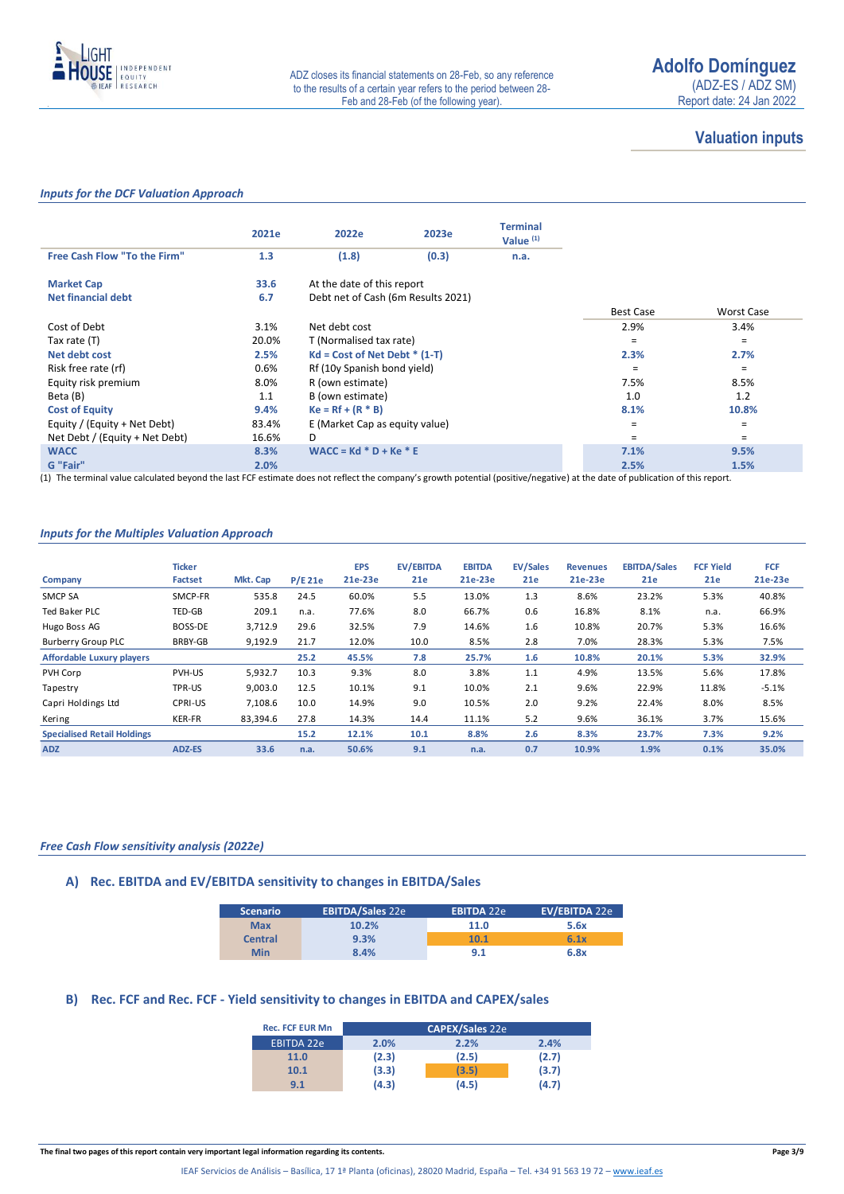# Valuation inputs

*Inputs for the DCF Valuation Approach*

| | 2021e | 2022e | 2023e | Terminal Value (1) | | |
|---|---|---|---|---|---|---|
| **Free Cash Flow "To the Firm"** | 1.3 | (1.8) | (0.3) | n.a. | | |
| | | | | | | |
| **Market Cap** | 33.6 | At the date of this report | | | | |
| **Net financial debt** | 6.7 | Debt net of Cash (6m Results 2021) | | | | |
| | | | | | Best Case | Worst Case |
| Cost of Debt | 3.1% | Net debt cost | | | 2.9% | 3.4% |
| Tax rate (T) | 20.0% | T (Normalised tax rate) | | | = | = |
| **Net debt cost** | 2.5% | **Kd = Cost of Net Debt * (1-T)** | | | 2.3% | 2.7% |
| Risk free rate (rf) | 0.6% | Rf (10y Spanish bond yield) | | | = | = |
| Equity risk premium | 8.0% | R (own estimate) | | | 7.5% | 8.5% |
| Beta (B) | 1.1 | B (own estimate) | | | 1.0 | 1.2 |
| **Cost of Equity** | 9.4% | **Ke = Rf + (R * B)** | | | 8.1% | 10.8% |
| Equity / (Equity + Net Debt) | 83.4% | E (Market Cap as equity value) | | | = | = |
| Net Debt / (Equity + Net Debt) | 16.6% | D | | | = | = |
| **WACC** | 8.3% | **WACC = Kd * D + Ke * E** | | | 7.1% | 9.5% |
| **G "Fair"** | 2.0% | | | | 2.5% | 1.5% |

(1) The terminal value calculated beyond the last FCF estimate does not reflect the company's growth potential (positive/negative) at the date of publication of this report.

*Inputs for the Multiples Valuation Approach*

| Company | Ticker Factset | Mkt. Cap | P/E 21e | EPS 21e-23e | EV/EBITDA 21e | EBITDA 21e-23e | EV/Sales 21e | Revenues 21e-23e | EBITDA/Sales 21e | FCF Yield 21e | FCF 21e-23e |
|---|---|---|---|---|---|---|---|---|---|---|---|
| SMCP SA | SMCP-FR | 535.8 | 24.5 | 60.0% | 5.5 | 13.0% | 1.3 | 8.6% | 23.2% | 5.3% | 40.8% |
| Ted Baker PLC | TED-GB | 209.1 | n.a. | 77.6% | 8.0 | 66.7% | 0.6 | 16.8% | 8.1% | n.a. | 66.9% |
| Hugo Boss AG | BOSS-DE | 3,712.9 | 29.6 | 32.5% | 7.9 | 14.6% | 1.6 | 10.8% | 20.7% | 5.3% | 16.6% |
| Burberry Group PLC | BRBY-GB | 9,192.9 | 21.7 | 12.0% | 10.0 | 8.5% | 2.8 | 7.0% | 28.3% | 5.3% | 7.5% |
| **Affordable Luxury players** | | | **25.2** | **45.5%** | **7.8** | **25.7%** | **1.6** | **10.8%** | **20.1%** | **5.3%** | **32.9%** |
| PVH Corp | PVH-US | 5,932.7 | 10.3 | 9.3% | 8.0 | 3.8% | 1.1 | 4.9% | 13.5% | 5.6% | 17.8% |
| Tapestry | TPR-US | 9,003.0 | 12.5 | 10.1% | 9.1 | 10.0% | 2.1 | 9.6% | 22.9% | 11.8% | -5.1% |
| Capri Holdings Ltd | CPRI-US | 7,108.6 | 10.0 | 14.9% | 9.0 | 10.5% | 2.0 | 9.2% | 22.4% | 8.0% | 8.5% |
| Kering | KER-FR | 83,394.6 | 27.8 | 14.3% | 14.4 | 11.1% | 5.2 | 9.6% | 36.1% | 3.7% | 15.6% |
| **Specialised Retail Holdings** | | | **15.2** | **12.1%** | **10.1** | **8.8%** | **2.6** | **8.3%** | **23.7%** | **7.3%** | **9.2%** |
| **ADZ** | **ADZ-ES** | **33.6** | **n.a.** | **50.6%** | **9.1** | **n.a.** | **0.7** | **10.9%** | **1.9%** | **0.1%** | **35.0%** |

*Free Cash Flow sensitivity analysis (2022e)*

## A) Rec. EBITDA and EV/EBITDA sensitivity to changes in EBITDA/Sales

| Scenario | EBITDA/Sales 22e | EBITDA 22e | EV/EBITDA 22e |
|---|---|---|---|
| Max | 10.2% | 11.0 | 5.6x |
| Central | 9.3% | 10.1 | 6.1x |
| Min | 8.4% | 9.1 | 6.8x |

## B) Rec. FCF and Rec. FCF - Yield sensitivity to changes in EBITDA and CAPEX/sales

| Rec. FCF EUR Mn | CAPEX/Sales 22e | | |
|---|---|---|---|
| EBITDA 22e | 2.0% | 2.2% | 2.4% |
| 11.0 | (2.3) | (2.5) | (2.7) |
| 10.1 | (3.3) | (3.5) | (3.7) |
| 9.1 | (4.3) | (4.5) | (4.7) |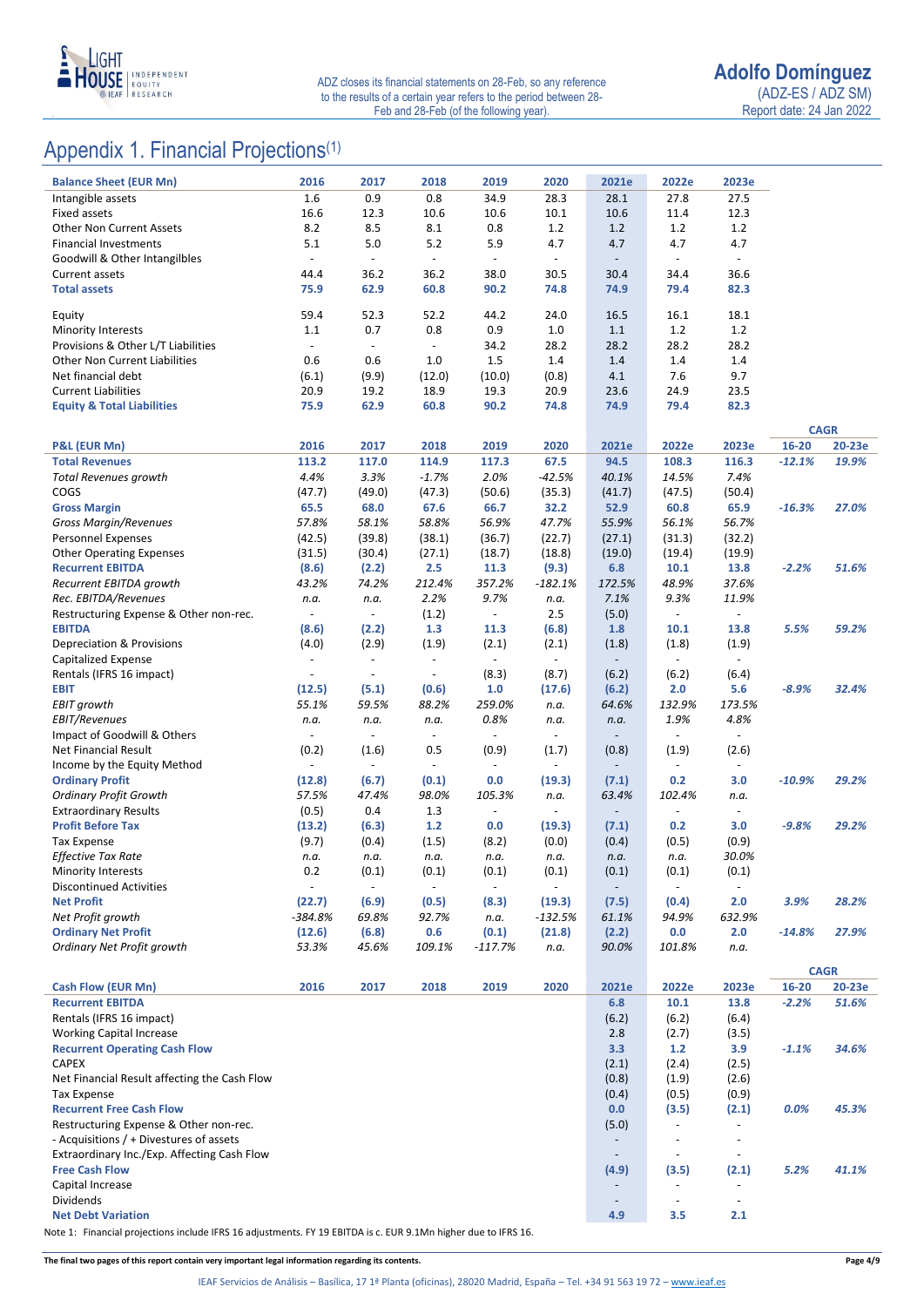ADZ closes its financial statements on 28-Feb, so any reference to the results of a certain year refers to the period between 28-Feb and 28-Feb (of the following year).

# Appendix 1. Financial Projections(1)

| Balance Sheet (EUR Mn) | 2016 | 2017 | 2018 | 2019 | 2020 | 2021e | 2022e | 2023e |
|---|---|---|---|---|---|---|---|---|
| Intangible assets | 1.6 | 0.9 | 0.8 | 34.9 | 28.3 | 28.1 | 27.8 | 27.5 |
| Fixed assets | 16.6 | 12.3 | 10.6 | 10.6 | 10.1 | 10.6 | 11.4 | 12.3 |
| Other Non Current Assets | 8.2 | 8.5 | 8.1 | 0.8 | 1.2 | 1.2 | 1.2 | 1.2 |
| Financial Investments | 5.1 | 5.0 | 5.2 | 5.9 | 4.7 | 4.7 | 4.7 | 4.7 |
| Goodwill & Other Intangilbles | - | - | - | - | - | - | - | - |
| Current assets | 44.4 | 36.2 | 36.2 | 38.0 | 30.5 | 30.4 | 34.4 | 36.6 |
| **Total assets** | **75.9** | **62.9** | **60.8** | **90.2** | **74.8** | **74.9** | **79.4** | **82.3** |
| | | | | | | | | |
| Equity | 59.4 | 52.3 | 52.2 | 44.2 | 24.0 | 16.5 | 16.1 | 18.1 |
| Minority Interests | 1.1 | 0.7 | 0.8 | 0.9 | 1.0 | 1.1 | 1.2 | 1.2 |
| Provisions & Other L/T Liabilities | - | - | - | 34.2 | 28.2 | 28.2 | 28.2 | 28.2 |
| Other Non Current Liabilities | 0.6 | 0.6 | 1.0 | 1.5 | 1.4 | 1.4 | 1.4 | 1.4 |
| Net financial debt | (6.1) | (9.9) | (12.0) | (10.0) | (0.8) | 4.1 | 7.6 | 9.7 |
| Current Liabilities | 20.9 | 19.2 | 18.9 | 19.3 | 20.9 | 23.6 | 24.9 | 23.5 |
| **Equity & Total Liabilities** | **75.9** | **62.9** | **60.8** | **90.2** | **74.8** | **74.9** | **79.4** | **82.3** |

| | | | | | | | | | CAGR | |
|---|---|---|---|---|---|---|---|---|---|---|
| **P&L (EUR Mn)** | **2016** | **2017** | **2018** | **2019** | **2020** | **2021e** | **2022e** | **2023e** | **16-20** | **20-23e** |
| **Total Revenues** | **113.2** | **117.0** | **114.9** | **117.3** | **67.5** | **94.5** | **108.3** | **116.3** | ***-12.1%*** | ***19.9%*** |
| *Total Revenues growth* | *4.4%* | *3.3%* | *-1.7%* | *2.0%* | *-42.5%* | *40.1%* | *14.5%* | *7.4%* | | |
| COGS | (47.7) | (49.0) | (47.3) | (50.6) | (35.3) | (41.7) | (47.5) | (50.4) | | |
| **Gross Margin** | **65.5** | **68.0** | **67.6** | **66.7** | **32.2** | **52.9** | **60.8** | **65.9** | ***-16.3%*** | ***27.0%*** |
| *Gross Margin/Revenues* | *57.8%* | *58.1%* | *58.8%* | *56.9%* | *47.7%* | *55.9%* | *56.1%* | *56.7%* | | |
| Personnel Expenses | (42.5) | (39.8) | (38.1) | (36.7) | (22.7) | (27.1) | (31.3) | (32.2) | | |
| Other Operating Expenses | (31.5) | (30.4) | (27.1) | (18.7) | (18.8) | (19.0) | (19.4) | (19.9) | | |
| **Recurrent EBITDA** | **(8.6)** | **(2.2)** | **2.5** | **11.3** | **(9.3)** | **6.8** | **10.1** | **13.8** | ***-2.2%*** | ***51.6%*** |
| *Recurrent EBITDA growth* | *43.2%* | *74.2%* | *212.4%* | *357.2%* | *-182.1%* | *172.5%* | *48.9%* | *37.6%* | | |
| *Rec. EBITDA/Revenues* | *n.a.* | *n.a.* | *2.2%* | *9.7%* | *n.a.* | *7.1%* | *9.3%* | *11.9%* | | |
| Restructuring Expense & Other non-rec. | - | - | (1.2) | - | 2.5 | (5.0) | - | - | | |
| **EBITDA** | **(8.6)** | **(2.2)** | **1.3** | **11.3** | **(6.8)** | **1.8** | **10.1** | **13.8** | ***5.5%*** | ***59.2%*** |
| Depreciation & Provisions | (4.0) | (2.9) | (1.9) | (2.1) | (2.1) | (1.8) | (1.8) | (1.9) | | |
| Capitalized Expense | - | - | - | - | - | - | - | - | | |
| Rentals (IFRS 16 impact) | - | - | - | (8.3) | (8.7) | (6.2) | (6.2) | (6.4) | | |
| **EBIT** | **(12.5)** | **(5.1)** | **(0.6)** | **1.0** | **(17.6)** | **(6.2)** | **2.0** | **5.6** | ***-8.9%*** | ***32.4%*** |
| *EBIT growth* | *55.1%* | *59.5%* | *88.2%* | *259.0%* | *n.a.* | *64.6%* | *132.9%* | *173.5%* | | |
| *EBIT/Revenues* | *n.a.* | *n.a.* | *n.a.* | *0.8%* | *n.a.* | *n.a.* | *1.9%* | *4.8%* | | |
| Impact of Goodwill & Others | - | - | - | - | - | - | - | - | | |
| Net Financial Result | (0.2) | (1.6) | 0.5 | (0.9) | (1.7) | (0.8) | (1.9) | (2.6) | | |
| Income by the Equity Method | - | - | - | - | - | - | - | - | | |
| **Ordinary Profit** | **(12.8)** | **(6.7)** | **(0.1)** | **0.0** | **(19.3)** | **(7.1)** | **0.2** | **3.0** | ***-10.9%*** | ***29.2%*** |
| *Ordinary Profit Growth* | *57.5%* | *47.4%* | *98.0%* | *105.3%* | *n.a.* | *63.4%* | *102.4%* | *n.a.* | | |
| Extraordinary Results | (0.5) | 0.4 | 1.3 | - | - | - | - | - | | |
| **Profit Before Tax** | **(13.2)** | **(6.3)** | **1.2** | **0.0** | **(19.3)** | **(7.1)** | **0.2** | **3.0** | ***-9.8%*** | ***29.2%*** |
| Tax Expense | (9.7) | (0.4) | (1.5) | (8.2) | (0.0) | (0.4) | (0.5) | (0.9) | | |
| *Effective Tax Rate* | *n.a.* | *n.a.* | *n.a.* | *n.a.* | *n.a.* | *n.a.* | *n.a.* | *30.0%* | | |
| Minority Interests | 0.2 | (0.1) | (0.1) | (0.1) | (0.1) | (0.1) | (0.1) | (0.1) | | |
| Discontinued Activities | - | - | - | - | - | - | - | - | | |
| **Net Profit** | **(22.7)** | **(6.9)** | **(0.5)** | **(8.3)** | **(19.3)** | **(7.5)** | **(0.4)** | **2.0** | ***3.9%*** | ***28.2%*** |
| *Net Profit growth* | *-384.8%* | *69.8%* | *92.7%* | *n.a.* | *-132.5%* | *61.1%* | *94.9%* | *632.9%* | | |
| **Ordinary Net Profit** | **(12.6)** | **(6.8)** | **0.6** | **(0.1)** | **(21.8)** | **(2.2)** | **0.0** | **2.0** | ***-14.8%*** | ***27.9%*** |
| *Ordinary Net Profit growth* | *53.3%* | *45.6%* | *109.1%* | *-117.7%* | *n.a.* | *90.0%* | *101.8%* | *n.a.* | | |

| | | | | | | | | | CAGR | |
|---|---|---|---|---|---|---|---|---|---|---|
| **Cash Flow (EUR Mn)** | **2016** | **2017** | **2018** | **2019** | **2020** | **2021e** | **2022e** | **2023e** | **16-20** | **20-23e** |
| **Recurrent EBITDA** | | | | | | **6.8** | **10.1** | **13.8** | ***-2.2%*** | ***51.6%*** |
| Rentals (IFRS 16 impact) | | | | | | (6.2) | (6.2) | (6.4) | | |
| Working Capital Increase | | | | | | 2.8 | (2.7) | (3.5) | | |
| **Recurrent Operating Cash Flow** | | | | | | **3.3** | **1.2** | **3.9** | ***-1.1%*** | ***34.6%*** |
| CAPEX | | | | | | (2.1) | (2.4) | (2.5) | | |
| Net Financial Result affecting the Cash Flow | | | | | | (0.8) | (1.9) | (2.6) | | |
| Tax Expense | | | | | | (0.4) | (0.5) | (0.9) | | |
| **Recurrent Free Cash Flow** | | | | | | **0.0** | **(3.5)** | **(2.1)** | ***0.0%*** | ***45.3%*** |
| Restructuring Expense & Other non-rec. | | | | | | (5.0) | - | - | | |
| - Acquisitions / + Divestures of assets | | | | | | - | - | - | | |
| Extraordinary Inc./Exp. Affecting Cash Flow | | | | | | - | - | - | | |
| **Free Cash Flow** | | | | | | **(4.9)** | **(3.5)** | **(2.1)** | ***5.2%*** | ***41.1%*** |
| Capital Increase | | | | | | - | - | - | | |
| Dividends | | | | | | - | - | - | | |
| **Net Debt Variation** | | | | | | **4.9** | **3.5** | **2.1** | | |

Note 1: Financial projections include IFRS 16 adjustments. FY 19 EBITDA is c. EUR 9.1Mn higher due to IFRS 16.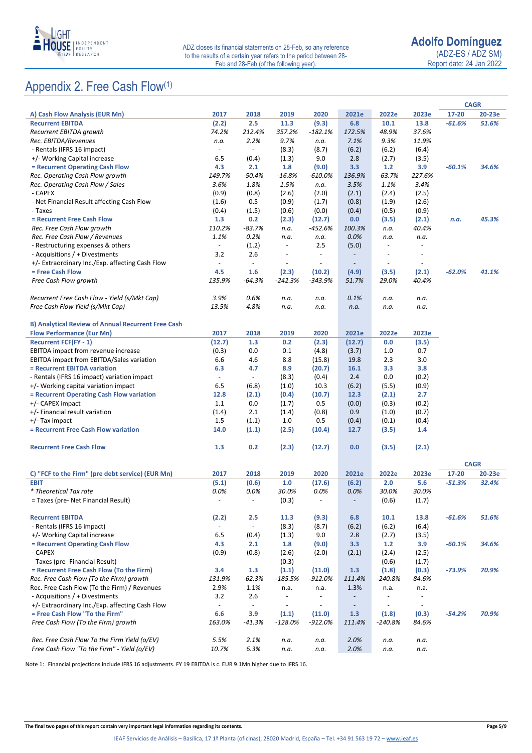# Appendix 2. Free Cash Flow(1)

| A) Cash Flow Analysis (EUR Mn) | 2017 | 2018 | 2019 | 2020 | 2021e | 2022e | 2023e | CAGR 17-20 | CAGR 20-23e |
|---|---|---|---|---|---|---|---|---|---|
| **Recurrent EBITDA** | **(2.2)** | **2.5** | **11.3** | **(9.3)** | **6.8** | **10.1** | **13.8** | ***-61.6%*** | ***51.6%*** |
| *Recurrent EBITDA growth* | *74.2%* | *212.4%* | *357.2%* | *-182.1%* | *172.5%* | *48.9%* | *37.6%* | | |
| *Rec. EBITDA/Revenues* | *n.a.* | *2.2%* | *9.7%* | *n.a.* | *7.1%* | *9.3%* | *11.9%* | | |
| - Rentals (IFRS 16 impact) | - | - | (8.3) | (8.7) | (6.2) | (6.2) | (6.4) | | |
| +/- Working Capital increase | 6.5 | (0.4) | (1.3) | 9.0 | 2.8 | (2.7) | (3.5) | | |
| **= Recurrent Operating Cash Flow** | **4.3** | **2.1** | **1.8** | **(9.0)** | **3.3** | **1.2** | **3.9** | ***-60.1%*** | ***34.6%*** |
| *Rec. Operating Cash Flow growth* | *149.7%* | *-50.4%* | *-16.8%* | *-610.0%* | *136.9%* | *-63.7%* | *227.6%* | | |
| *Rec. Operating Cash Flow / Sales* | *3.6%* | *1.8%* | *1.5%* | *n.a.* | *3.5%* | *1.1%* | *3.4%* | | |
| - CAPEX | (0.9) | (0.8) | (2.6) | (2.0) | (2.1) | (2.4) | (2.5) | | |
| - Net Financial Result affecting Cash Flow | (1.6) | 0.5 | (0.9) | (1.7) | (0.8) | (1.9) | (2.6) | | |
| - Taxes | (0.4) | (1.5) | (0.6) | (0.0) | (0.4) | (0.5) | (0.9) | | |
| **= Recurrent Free Cash Flow** | **1.3** | **0.2** | **(2.3)** | **(12.7)** | **0.0** | **(3.5)** | **(2.1)** | ***n.a.*** | ***45.3%*** |
| *Rec. Free Cash Flow growth* | *110.2%* | *-83.7%* | *n.a.* | *-452.6%* | *100.3%* | *n.a.* | *40.4%* | | |
| *Rec. Free Cash Flow / Revenues* | *1.1%* | *0.2%* | *n.a.* | *n.a.* | *0.0%* | *n.a.* | *n.a.* | | |
| - Restructuring expenses & others | - | (1.2) | - | 2.5 | (5.0) | - | - | | |
| - Acquisitions / + Divestments | 3.2 | 2.6 | - | - | - | - | - | | |
| +/- Extraordinary Inc./Exp. affecting Cash Flow | - | - | - | - | - | - | - | | |
| **= Free Cash Flow** | **4.5** | **1.6** | **(2.3)** | **(10.2)** | **(4.9)** | **(3.5)** | **(2.1)** | ***-62.0%*** | ***41.1%*** |
| *Free Cash Flow growth* | *135.9%* | *-64.3%* | *-242.3%* | *-343.9%* | *51.7%* | *29.0%* | *40.4%* | | |
| | | | | | | | | | |
| *Recurrent Free Cash Flow - Yield (s/Mkt Cap)* | *3.9%* | *0.6%* | *n.a.* | *n.a.* | *0.1%* | *n.a.* | *n.a.* | | |
| *Free Cash Flow Yield (s/Mkt Cap)* | *13.5%* | *4.8%* | *n.a.* | *n.a.* | *n.a.* | *n.a.* | *n.a.* | | |

| B) Analytical Review of Annual Recurrent Free Cash Flow Performance (Eur Mn) | 2017 | 2018 | 2019 | 2020 | 2021e | 2022e | 2023e |
|---|---|---|---|---|---|---|---|
| **Recurrent FCF(FY - 1)** | **(12.7)** | **1.3** | **0.2** | **(2.3)** | **(12.7)** | **0.0** | **(3.5)** |
| EBITDA impact from revenue increase | (0.3) | 0.0 | 0.1 | (4.8) | (3.7) | 1.0 | 0.7 |
| EBITDA impact from EBITDA/Sales variation | 6.6 | 4.6 | 8.8 | (15.8) | 19.8 | 2.3 | 3.0 |
| **= Recurrent EBITDA variation** | **6.3** | **4.7** | **8.9** | **(20.7)** | **16.1** | **3.3** | **3.8** |
| - Rentals (IFRS 16 impact) variation impact | - | - | (8.3) | (0.4) | 2.4 | 0.0 | (0.2) |
| +/- Working capital variation impact | 6.5 | (6.8) | (1.0) | 10.3 | (6.2) | (5.5) | (0.9) |
| **= Recurrent Operating Cash Flow variation** | **12.8** | **(2.1)** | **(0.4)** | **(10.7)** | **12.3** | **(2.1)** | **2.7** |
| +/- CAPEX impact | 1.1 | 0.0 | (1.7) | 0.5 | (0.0) | (0.3) | (0.2) |
| +/- Financial result variation | (1.4) | 2.1 | (1.4) | (0.8) | 0.9 | (1.0) | (0.7) |
| +/- Tax impact | 1.5 | (1.1) | 1.0 | 0.5 | (0.4) | (0.1) | (0.4) |
| **= Recurrent Free Cash Flow variation** | **14.0** | **(1.1)** | **(2.5)** | **(10.4)** | **12.7** | **(3.5)** | **1.4** |
| | | | | | | | |
| **Recurrent Free Cash Flow** | **1.3** | **0.2** | **(2.3)** | **(12.7)** | **0.0** | **(3.5)** | **(2.1)** |

| C) "FCF to the Firm" (pre debt service) (EUR Mn) | 2017 | 2018 | 2019 | 2020 | 2021e | 2022e | 2023e | CAGR 17-20 | CAGR 20-23e |
|---|---|---|---|---|---|---|---|---|---|
| **EBIT** | **(5.1)** | **(0.6)** | **1.0** | **(17.6)** | **(6.2)** | **2.0** | **5.6** | ***-51.3%*** | ***32.4%*** |
| *\* Theoretical Tax rate* | *0.0%* | *0.0%* | *30.0%* | *0.0%* | *0.0%* | *30.0%* | *30.0%* | | |
| = Taxes (pre- Net Financial Result) | - | - | (0.3) | - | - | (0.6) | (1.7) | | |
| | | | | | | | | | |
| **Recurrent EBITDA** | **(2.2)** | **2.5** | **11.3** | **(9.3)** | **6.8** | **10.1** | **13.8** | ***-61.6%*** | ***51.6%*** |
| - Rentals (IFRS 16 impact) | - | - | (8.3) | (8.7) | (6.2) | (6.2) | (6.4) | | |
| +/- Working Capital increase | 6.5 | (0.4) | (1.3) | 9.0 | 2.8 | (2.7) | (3.5) | | |
| **= Recurrent Operating Cash Flow** | **4.3** | **2.1** | **1.8** | **(9.0)** | **3.3** | **1.2** | **3.9** | ***-60.1%*** | ***34.6%*** |
| - CAPEX | (0.9) | (0.8) | (2.6) | (2.0) | (2.1) | (2.4) | (2.5) | | |
| - Taxes (pre- Financial Result) | - | - | (0.3) | - | - | (0.6) | (1.7) | | |
| **= Recurrent Free Cash Flow (To the Firm)** | **3.4** | **1.3** | **(1.1)** | **(11.0)** | **1.3** | **(1.8)** | **(0.3)** | ***-73.9%*** | ***70.9%*** |
| *Rec. Free Cash Flow (To the Firm) growth* | *131.9%* | *-62.3%* | *-185.5%* | *-912.0%* | *111.4%* | *-240.8%* | *84.6%* | | |
| Rec. Free Cash Flow (To the Firm) / Revenues | 2.9% | 1.1% | n.a. | n.a. | 1.3% | n.a. | n.a. | | |
| - Acquisitions / + Divestments | 3.2 | 2.6 | - | - | - | - | - | | |
| +/- Extraordinary Inc./Exp. affecting Cash Flow | - | - | - | - | - | - | - | | |
| **= Free Cash Flow "To the Firm"** | **6.6** | **3.9** | **(1.1)** | **(11.0)** | **1.3** | **(1.8)** | **(0.3)** | ***-54.2%*** | ***70.9%*** |
| *Free Cash Flow (To the Firm) growth* | *163.0%* | *-41.3%* | *-128.0%* | *-912.0%* | *111.4%* | *-240.8%* | *84.6%* | | |
| | | | | | | | | | |
| *Rec. Free Cash Flow To the Firm Yield (o/EV)* | *5.5%* | *2.1%* | *n.a.* | *n.a.* | *2.0%* | *n.a.* | *n.a.* | | |
| *Free Cash Flow "To the Firm" - Yield (o/EV)* | *10.7%* | *6.3%* | *n.a.* | *n.a.* | *2.0%* | *n.a.* | *n.a.* | | |

Note 1: Financial projections include IFRS 16 adjustments. FY 19 EBITDA is c. EUR 9.1Mn higher due to IFRS 16.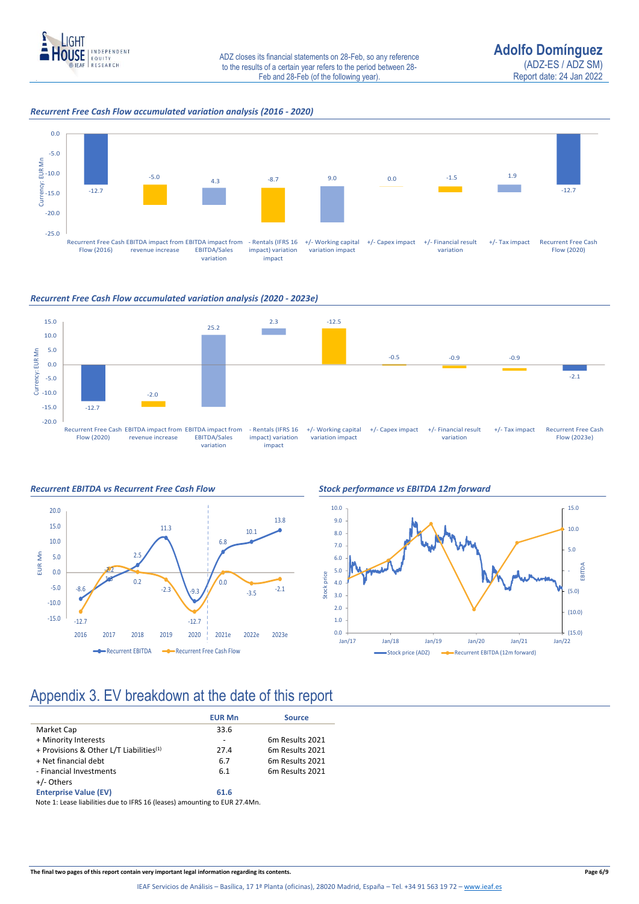ADZ closes its financial statements on 28-Feb, so any reference to the results of a certain year refers to the period between 28-Feb and 28-Feb (of the following year).

***Recurrent Free Cash Flow accumulated variation analysis (2016 - 2020)***

***Recurrent Free Cash Flow accumulated variation analysis (2020 - 2023e)***

***Recurrent EBITDA vs Recurrent Free Cash Flow***

***Stock performance vs EBITDA 12m forward***

# Appendix 3. EV breakdown at the date of this report

| | EUR Mn | Source |
|---|---|---|
| Market Cap | 33.6 | |
| + Minority Interests | - | 6m Results 2021 |
| + Provisions & Other L/T Liabilities(1) | 27.4 | 6m Results 2021 |
| + Net financial debt | 6.7 | 6m Results 2021 |
| - Financial Investments | 6.1 | 6m Results 2021 |
| +/- Others | | |
| **Enterprise Value (EV)** | **61.6** | |

Note 1: Lease liabilities due to IFRS 16 (leases) amounting to EUR 27.4Mn.

The final two pages of this report contain very important legal information regarding its contents.

IEAF Servicios de Análisis – Basílica, 17 1ª Planta (oficinas), 28020 Madrid, España – Tel. +34 91 563 19 72 – www.ieaf.es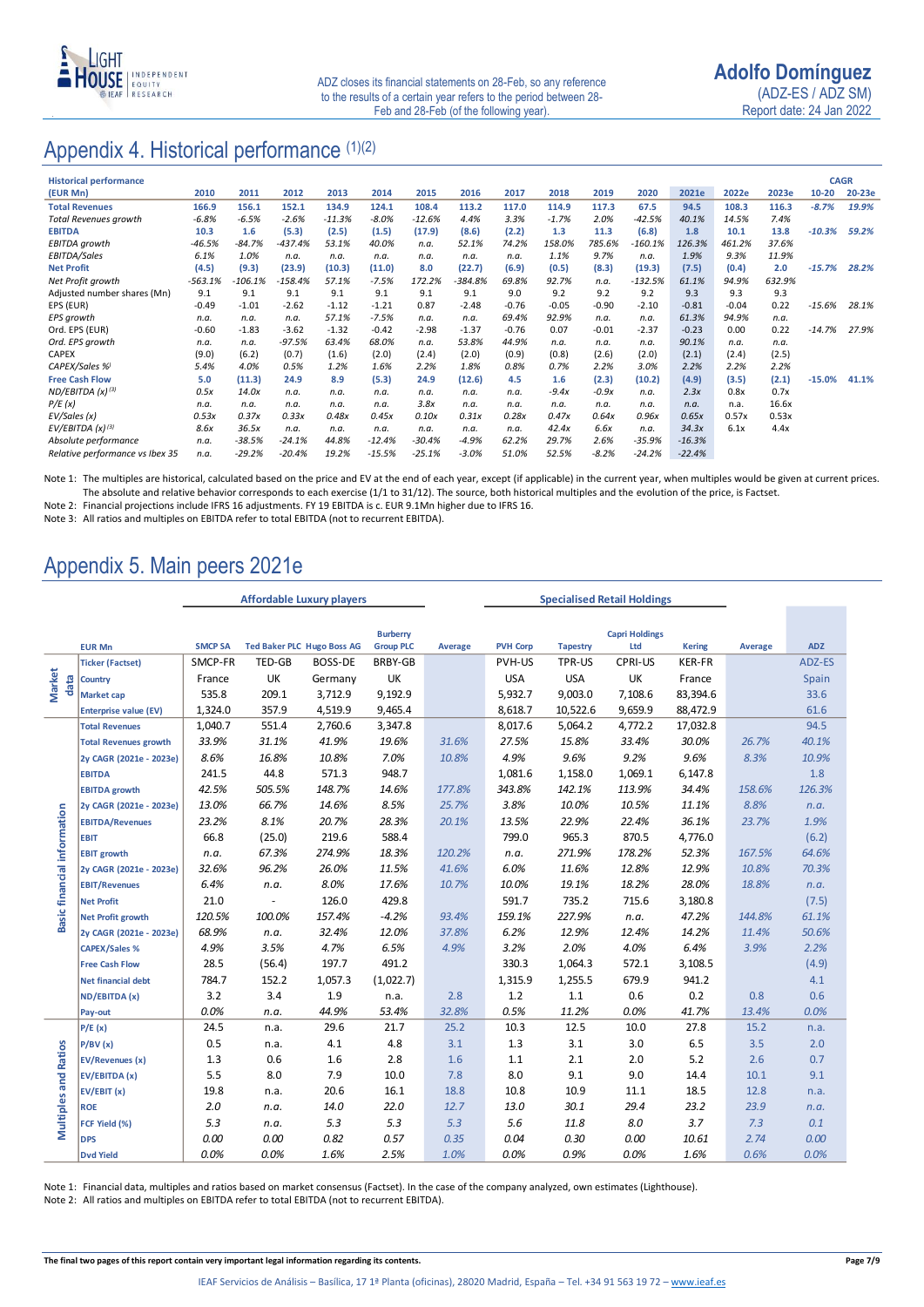# Appendix 4. Historical performance [(1)(2)]

| Historical performance (EUR Mn) | 2010 | 2011 | 2012 | 2013 | 2014 | 2015 | 2016 | 2017 | 2018 | 2019 | 2020 | 2021e | 2022e | 2023e | CAGR 10-20 | CAGR 20-23e |
|---|---|---|---|---|---|---|---|---|---|---|---|---|---|---|---|---|
| **Total Revenues** | 166.9 | 156.1 | 152.1 | 134.9 | 124.1 | 108.4 | 113.2 | 117.0 | 114.9 | 117.3 | 67.5 | 94.5 | 108.3 | 116.3 | -8.7% | 19.9% |
| *Total Revenues growth* | -6.8% | -6.5% | -2.6% | -11.3% | -8.0% | -12.6% | 4.4% | 3.3% | -1.7% | 2.0% | -42.5% | 40.1% | 14.5% | 7.4% | | |
| **EBITDA** | 10.3 | 1.6 | (5.3) | (2.5) | (1.5) | (17.9) | (8.6) | (2.2) | 1.3 | 11.3 | (6.8) | 1.8 | 10.1 | 13.8 | -10.3% | 59.2% |
| *EBITDA growth* | -46.5% | -84.7% | -437.4% | 53.1% | 40.0% | n.a. | 52.1% | 74.2% | 158.0% | 785.6% | -160.1% | 126.3% | 461.2% | 37.6% | | |
| *EBITDA/Sales* | 6.1% | 1.0% | n.a. | n.a. | n.a. | n.a. | n.a. | n.a. | 1.1% | 9.7% | n.a. | 1.9% | 9.3% | 11.9% | | |
| **Net Profit** | (4.5) | (9.3) | (23.9) | (10.3) | (11.0) | 8.0 | (22.7) | (6.9) | (0.5) | (8.3) | (19.3) | (7.5) | (0.4) | 2.0 | -15.7% | 28.2% |
| *Net Profit growth* | -563.1% | -106.1% | -158.4% | 57.1% | -7.5% | 172.2% | -384.8% | 69.8% | 92.7% | n.a. | -132.5% | 61.1% | 94.9% | 632.9% | | |
| Adjusted number shares (Mn) | 9.1 | 9.1 | 9.1 | 9.1 | 9.1 | 9.1 | 9.1 | 9.0 | 9.2 | 9.2 | 9.2 | 9.3 | 9.3 | 9.3 | | |
| EPS (EUR) | -0.49 | -1.01 | -2.62 | -1.12 | -1.21 | 0.87 | -2.48 | -0.76 | -0.05 | -0.90 | -2.10 | -0.81 | -0.04 | 0.22 | -15.6% | 28.1% |
| *EPS growth* | n.a. | n.a. | n.a. | 57.1% | -7.5% | n.a. | n.a. | 69.4% | 92.9% | n.a. | n.a. | 61.3% | 94.9% | n.a. | | |
| Ord. EPS (EUR) | -0.60 | -1.83 | -3.62 | -1.32 | -0.42 | -2.98 | -1.37 | -0.76 | 0.07 | -0.01 | -2.37 | -0.23 | 0.00 | 0.22 | -14.7% | 27.9% |
| *Ord. EPS growth* | n.a. | n.a. | -97.5% | 63.4% | 68.0% | n.a. | 53.8% | 44.9% | n.a. | n.a. | n.a. | 90.1% | n.a. | n.a. | | |
| CAPEX | (9.0) | (6.2) | (0.7) | (1.6) | (2.0) | (2.4) | (2.0) | (0.9) | (0.8) | (2.6) | (2.0) | (2.1) | (2.4) | (2.5) | | |
| *CAPEX/Sales %* | 5.4% | 4.0% | 0.5% | 1.2% | 1.6% | 2.2% | 1.8% | 0.8% | 0.7% | 2.2% | 3.0% | 2.2% | 2.2% | 2.2% | | |
| **Free Cash Flow** | 5.0 | (11.3) | 24.9 | 8.9 | (5.3) | 24.9 | (12.6) | 4.5 | 1.6 | (2.3) | (10.2) | (4.9) | (3.5) | (2.1) | -15.0% | 41.1% |
| *ND/EBITDA (x)* [(3)] | 0.5x | 14.0x | n.a. | n.a. | n.a. | n.a. | n.a. | n.a. | -9.4x | -0.9x | n.a. | 2.3x | 0.8x | 0.7x | | |
| *P/E (x)* | n.a. | n.a. | n.a. | n.a. | n.a. | 3.8x | n.a. | n.a. | n.a. | n.a. | n.a. | n.a. | n.a. | 16.6x | | |
| *EV/Sales (x)* | 0.53x | 0.37x | 0.33x | 0.48x | 0.45x | 0.10x | 0.31x | 0.28x | 0.47x | 0.64x | 0.96x | 0.65x | 0.57x | 0.53x | | |
| *EV/EBITDA (x)* [(3)] | 8.6x | 36.5x | n.a. | n.a. | n.a. | n.a. | n.a. | n.a. | 42.4x | 6.6x | n.a. | 34.3x | 6.1x | 4.4x | | |
| *Absolute performance* | n.a. | -38.5% | -24.1% | 44.8% | -12.4% | -30.4% | -4.9% | 62.2% | 29.7% | 2.6% | -35.9% | -16.3% | | | | |
| *Relative performance vs Ibex 35* | n.a. | -29.2% | -20.4% | 19.2% | -15.5% | -25.1% | -3.0% | 51.0% | 52.5% | -8.2% | -24.2% | -22.4% | | | | |

Note 1: The multiples are historical, calculated based on the price and EV at the end of each year, except (if applicable) in the current year, when multiples would be given at current prices. The absolute and relative behavior corresponds to each exercise (1/1 to 31/12). The source, both historical multiples and the evolution of the price, is Factset.

Note 2: Financial projections include IFRS 16 adjustments. FY 19 EBITDA is c. EUR 9.1Mn higher due to IFRS 16.

Note 3: All ratios and multiples on EBITDA refer to total EBITDA (not to recurrent EBITDA).

# Appendix 5. Main peers 2021e

| | EUR Mn | Affordable Luxury players: SMCP SA | Ted Baker PLC | Hugo Boss AG | Burberry Group PLC | Average | Specialised Retail Holdings: PVH Corp | Tapestry | Capri Holdings Ltd | Kering | Average | ADZ |
|---|---|---|---|---|---|---|---|---|---|---|---|---|
| Market data | Ticker (Factset) | SMCP-FR | TED-GB | BOSS-DE | BRBY-GB | | PVH-US | TPR-US | CPRI-US | KER-FR | | ADZ-ES |
| | Country | France | UK | Germany | UK | | USA | USA | UK | France | | Spain |
| | Market cap | 535.8 | 209.1 | 3,712.9 | 9,192.9 | | 5,932.7 | 9,003.0 | 7,108.6 | 83,394.6 | | 33.6 |
| | Enterprise value (EV) | 1,324.0 | 357.9 | 4,519.9 | 9,465.4 | | 8,618.7 | 10,522.6 | 9,659.9 | 88,472.9 | | 61.6 |
| Basic financial information | Total Revenues | 1,040.7 | 551.4 | 2,760.6 | 3,347.8 | | 8,017.6 | 5,064.2 | 4,772.2 | 17,032.8 | | 94.5 |
| | Total Revenues growth | 33.9% | 31.1% | 41.9% | 19.6% | 31.6% | 27.5% | 15.8% | 33.4% | 30.0% | 26.7% | 40.1% |
| | 2y CAGR (2021e - 2023e) | 8.6% | 16.8% | 10.8% | 7.0% | 10.8% | 4.9% | 9.6% | 9.2% | 9.6% | 8.3% | 10.9% |
| | EBITDA | 241.5 | 44.8 | 571.3 | 948.7 | | 1,081.6 | 1,158.0 | 1,069.1 | 6,147.8 | | 1.8 |
| | EBITDA growth | 42.5% | 505.5% | 148.7% | 14.6% | 177.8% | 343.8% | 142.1% | 113.9% | 34.4% | 158.6% | 126.3% |
| | 2y CAGR (2021e - 2023e) | 13.0% | 66.7% | 14.6% | 8.5% | 25.7% | 3.8% | 10.0% | 10.5% | 11.1% | 8.8% | n.a. |
| | EBITDA/Revenues | 23.2% | 8.1% | 20.7% | 28.3% | 20.1% | 13.5% | 22.9% | 22.4% | 36.1% | 23.7% | 1.9% |
| | EBIT | 66.8 | (25.0) | 219.6 | 588.4 | | 799.0 | 965.3 | 870.5 | 4,776.0 | | (6.2) |
| | EBIT growth | n.a. | 67.3% | 274.9% | 18.3% | 120.2% | n.a. | 271.9% | 178.2% | 52.3% | 167.5% | 64.6% |
| | 2y CAGR (2021e - 2023e) | 32.6% | 96.2% | 26.0% | 11.5% | 41.6% | 6.0% | 11.6% | 12.8% | 12.9% | 10.8% | 70.3% |
| | EBIT/Revenues | 6.4% | n.a. | 8.0% | 17.6% | 10.7% | 10.0% | 19.1% | 18.2% | 28.0% | 18.8% | n.a. |
| | Net Profit | 21.0 | - | 126.0 | 429.8 | | 591.7 | 735.2 | 715.6 | 3,180.8 | | (7.5) |
| | Net Profit growth | 120.5% | 100.0% | 157.4% | -4.2% | 93.4% | 159.1% | 227.9% | n.a. | 47.2% | 144.8% | 61.1% |
| | 2y CAGR (2021e - 2023e) | 68.9% | n.a. | 32.4% | 12.0% | 37.8% | 6.2% | 12.9% | 12.4% | 14.2% | 11.4% | 50.6% |
| | CAPEX/Sales % | 4.9% | 3.5% | 4.7% | 6.5% | 4.9% | 3.2% | 2.0% | 4.0% | 6.4% | 3.9% | 2.2% |
| | Free Cash Flow | 28.5 | (56.4) | 197.7 | 491.2 | | 330.3 | 1,064.3 | 572.1 | 3,108.5 | | (4.9) |
| | Net financial debt | 784.7 | 152.2 | 1,057.3 | (1,022.7) | | 1,315.9 | 1,255.5 | 679.9 | 941.2 | | 4.1 |
| | ND/EBITDA (x) | 3.2 | 3.4 | 1.9 | n.a. | 2.8 | 1.2 | 1.1 | 0.6 | 0.2 | 0.8 | 0.6 |
| | Pay-out | 0.0% | n.a. | 44.9% | 53.4% | 32.8% | 0.5% | 11.2% | 0.0% | 41.7% | 13.4% | 0.0% |
| Multiples and Ratios | P/E (x) | 24.5 | n.a. | 29.6 | 21.7 | 25.2 | 10.3 | 12.5 | 10.0 | 27.8 | 15.2 | n.a. |
| | P/BV (x) | 0.5 | n.a. | 4.1 | 4.8 | 3.1 | 1.3 | 3.1 | 3.0 | 6.5 | 3.5 | 2.0 |
| | EV/Revenues (x) | 1.3 | 0.6 | 1.6 | 2.8 | 1.6 | 1.1 | 2.1 | 2.0 | 5.2 | 2.6 | 0.7 |
| | EV/EBITDA (x) | 5.5 | 8.0 | 7.9 | 10.0 | 7.8 | 8.0 | 9.1 | 9.0 | 14.4 | 10.1 | 9.1 |
| | EV/EBIT (x) | 19.8 | n.a. | 20.6 | 16.1 | 18.8 | 10.8 | 10.9 | 11.1 | 18.5 | 12.8 | n.a. |
| | ROE | 2.0 | n.a. | 14.0 | 22.0 | 12.7 | 13.0 | 30.1 | 29.4 | 23.2 | 23.9 | n.a. |
| | FCF Yield (%) | 5.3 | n.a. | 5.3 | 5.3 | 5.3 | 5.6 | 11.8 | 8.0 | 3.7 | 7.3 | 0.1 |
| | DPS | 0.00 | 0.00 | 0.82 | 0.57 | 0.35 | 0.04 | 0.30 | 0.00 | 10.61 | 2.74 | 0.00 |
| | Dvd Yield | 0.0% | 0.0% | 1.6% | 2.5% | 1.0% | 0.0% | 0.9% | 0.0% | 1.6% | 0.6% | 0.0% |

Note 1: Financial data, multiples and ratios based on market consensus (Factset). In the case of the company analyzed, own estimates (Lighthouse).

Note 2: All ratios and multiples on EBITDA refer to total EBITDA (not to recurrent EBITDA).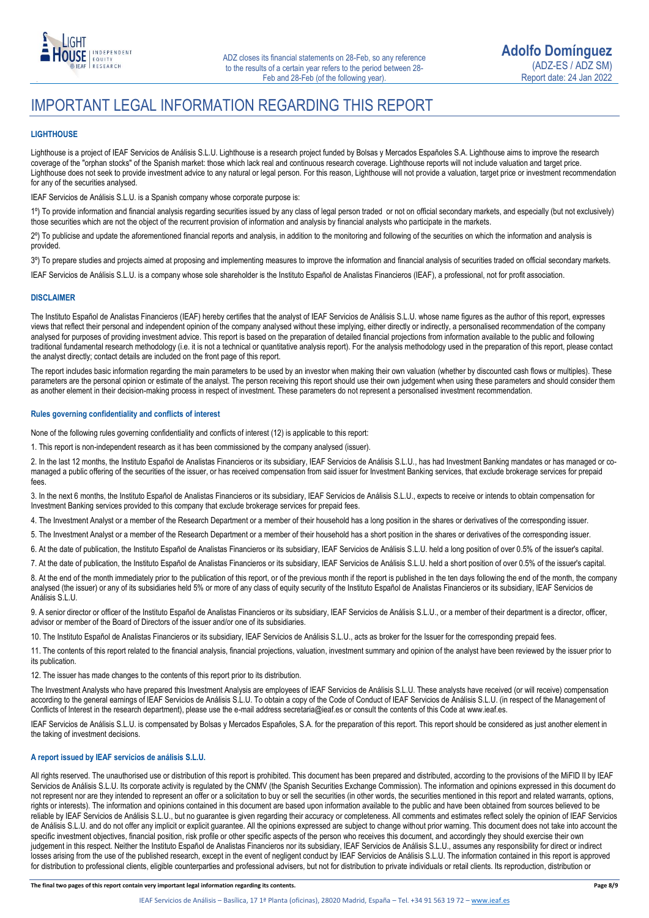# IMPORTANT LEGAL INFORMATION REGARDING THIS REPORT

### LIGHTHOUSE

Lighthouse is a project of IEAF Servicios de Análisis S.L.U. Lighthouse is a research project funded by Bolsas y Mercados Españoles S.A. Lighthouse aims to improve the research coverage of the "orphan stocks" of the Spanish market: those which lack real and continuous research coverage. Lighthouse reports will not include valuation and target price. Lighthouse does not seek to provide investment advice to any natural or legal person. For this reason, Lighthouse will not provide a valuation, target price or investment recommendation for any of the securities analysed.

IEAF Servicios de Análisis S.L.U. is a Spanish company whose corporate purpose is:

1º) To provide information and financial analysis regarding securities issued by any class of legal person traded or not on official secondary markets, and especially (but not exclusively) those securities which are not the object of the recurrent provision of information and analysis by financial analysts who participate in the markets.

2º) To publicise and update the aforementioned financial reports and analysis, in addition to the monitoring and following of the securities on which the information and analysis is provided.

3º) To prepare studies and projects aimed at proposing and implementing measures to improve the information and financial analysis of securities traded on official secondary markets.

IEAF Servicios de Análisis S.L.U. is a company whose sole shareholder is the Instituto Español de Analistas Financieros (IEAF), a professional, not for profit association.

### DISCLAIMER

The Instituto Español de Analistas Financieros (IEAF) hereby certifies that the analyst of IEAF Servicios de Análisis S.L.U. whose name figures as the author of this report, expresses views that reflect their personal and independent opinion of the company analysed without these implying, either directly or indirectly, a personalised recommendation of the company analysed for purposes of providing investment advice. This report is based on the preparation of detailed financial projections from information available to the public and following traditional fundamental research methodology (i.e. it is not a technical or quantitative analysis report). For the analysis methodology used in the preparation of this report, please contact the analyst directly; contact details are included on the front page of this report.

The report includes basic information regarding the main parameters to be used by an investor when making their own valuation (whether by discounted cash flows or multiples). These parameters are the personal opinion or estimate of the analyst. The person receiving this report should use their own judgement when using these parameters and should consider them as another element in their decision-making process in respect of investment. These parameters do not represent a personalised investment recommendation.

### Rules governing confidentiality and conflicts of interest

None of the following rules governing confidentiality and conflicts of interest (12) is applicable to this report:

1. This report is non-independent research as it has been commissioned by the company analysed (issuer).

2. In the last 12 months, the Instituto Español de Analistas Financieros or its subsidiary, IEAF Servicios de Análisis S.L.U., has had Investment Banking mandates or has managed or co-managed a public offering of the securities of the issuer, or has received compensation from said issuer for Investment Banking services, that exclude brokerage services for prepaid fees.

3. In the next 6 months, the Instituto Español de Analistas Financieros or its subsidiary, IEAF Servicios de Análisis S.L.U., expects to receive or intends to obtain compensation for Investment Banking services provided to this company that exclude brokerage services for prepaid fees.

4. The Investment Analyst or a member of the Research Department or a member of their household has a long position in the shares or derivatives of the corresponding issuer.

5. The Investment Analyst or a member of the Research Department or a member of their household has a short position in the shares or derivatives of the corresponding issuer.

6. At the date of publication, the Instituto Español de Analistas Financieros or its subsidiary, IEAF Servicios de Análisis S.L.U. held a long position of over 0.5% of the issuer's capital.

7. At the date of publication, the Instituto Español de Analistas Financieros or its subsidiary, IEAF Servicios de Análisis S.L.U. held a short position of over 0.5% of the issuer's capital.

8. At the end of the month immediately prior to the publication of this report, or of the previous month if the report is published in the ten days following the end of the month, the company analysed (the issuer) or any of its subsidiaries held 5% or more of any class of equity security of the Instituto Español de Analistas Financieros or its subsidiary, IEAF Servicios de Análisis S.L.U.

9. A senior director or officer of the Instituto Español de Analistas Financieros or its subsidiary, IEAF Servicios de Análisis S.L.U., or a member of their department is a director, officer, advisor or member of the Board of Directors of the issuer and/or one of its subsidiaries.

10. The Instituto Español de Analistas Financieros or its subsidiary, IEAF Servicios de Análisis S.L.U., acts as broker for the Issuer for the corresponding prepaid fees.

11. The contents of this report related to the financial analysis, financial projections, valuation, investment summary and opinion of the analyst have been reviewed by the issuer prior to its publication.

12. The issuer has made changes to the contents of this report prior to its distribution.

The Investment Analysts who have prepared this Investment Analysis are employees of IEAF Servicios de Análisis S.L.U. These analysts have received (or will receive) compensation according to the general earnings of IEAF Servicios de Análisis S.L.U. To obtain a copy of the Code of Conduct of IEAF Servicios de Análisis S.L.U. (in respect of the Management of Conflicts of Interest in the research department), please use the e-mail address secretaria@ieaf.es or consult the contents of this Code at www.ieaf.es.

IEAF Servicios de Análisis S.L.U. is compensated by Bolsas y Mercados Españoles, S.A. for the preparation of this report. This report should be considered as just another element in the taking of investment decisions.

### A report issued by IEAF servicios de análisis S.L.U.

All rights reserved. The unauthorised use or distribution of this report is prohibited. This document has been prepared and distributed, according to the provisions of the MiFID II by IEAF Servicios de Análisis S.L.U. Its corporate activity is regulated by the CNMV (the Spanish Securities Exchange Commission). The information and opinions expressed in this document do not represent nor are they intended to represent an offer or a solicitation to buy or sell the securities (in other words, the securities mentioned in this report and related warrants, options, rights or interests). The information and opinions contained in this document are based upon information available to the public and have been obtained from sources believed to be reliable by IEAF Servicios de Análisis S.L.U., but no guarantee is given regarding their accuracy or completeness. All comments and estimates reflect solely the opinion of IEAF Servicios de Análisis S.L.U. and do not offer any implicit or explicit guarantee. All the opinions expressed are subject to change without prior warning. This document does not take into account the specific investment objectives, financial position, risk profile or other specific aspects of the person who receives this document, and accordingly they should exercise their own judgement in this respect. Neither the Instituto Español de Analistas Financieros nor its subsidiary, IEAF Servicios de Análisis S.L.U., assumes any responsibility for direct or indirect losses arising from the use of the published research, except in the event of negligent conduct by IEAF Servicios de Análisis S.L.U. The information contained in this report is approved for distribution to professional clients, eligible counterparties and professional advisers, but not for distribution to private individuals or retail clients. Its reproduction, distribution or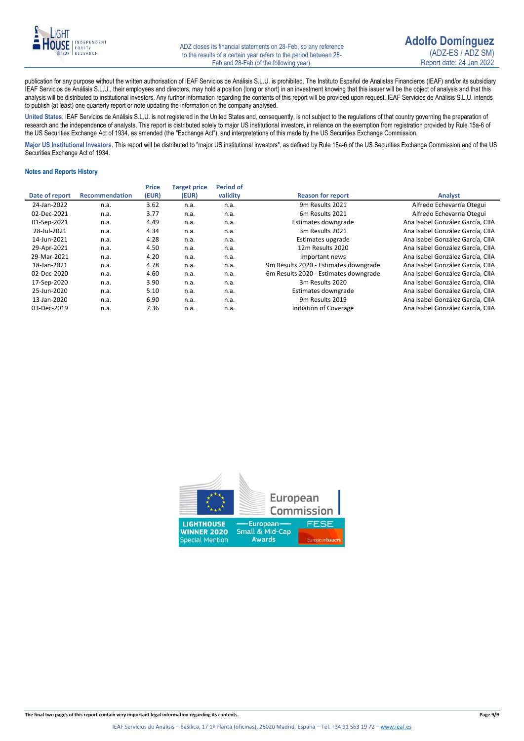publication for any purpose without the written authorisation of IEAF Servicios de Análisis S.L.U. is prohibited. The Instituto Español de Analistas Financieros (IEAF) and/or its subsidiary IEAF Servicios de Análisis S.L.U., their employees and directors, may hold a position (long or short) in an investment knowing that this issuer will be the object of analysis and that this analysis will be distributed to institutional investors. Any further information regarding the contents of this report will be provided upon request. IEAF Servicios de Análisis S.L.U. intends to publish (at least) one quarterly report or note updating the information on the company analysed.

**United States.** IEAF Servicios de Análisis S.L.U. is not registered in the United States and, consequently, is not subject to the regulations of that country governing the preparation of research and the independence of analysts. This report is distributed solely to major US institutional investors, in reliance on the exemption from registration provided by Rule 15a-6 of the US Securities Exchange Act of 1934, as amended (the "Exchange Act"), and interpretations of this made by the US Securities Exchange Commission.

**Major US Institutional Investors.** This report will be distributed to "major US institutional investors", as defined by Rule 15a-6 of the US Securities Exchange Commission and of the US Securities Exchange Act of 1934.

### Notes and Reports History

| Date of report | Recommendation | Price (EUR) | Target price (EUR) | Period of validity | Reason for report | Analyst |
|---|---|---|---|---|---|---|
| 24-Jan-2022 | n.a. | 3.62 | n.a. | n.a. | 9m Results 2021 | Alfredo Echevarría Otegui |
| 02-Dec-2021 | n.a. | 3.77 | n.a. | n.a. | 6m Results 2021 | Alfredo Echevarría Otegui |
| 01-Sep-2021 | n.a. | 4.49 | n.a. | n.a. | Estimates downgrade | Ana Isabel González García, CIIA |
| 28-Jul-2021 | n.a. | 4.34 | n.a. | n.a. | 3m Results 2021 | Ana Isabel González García, CIIA |
| 14-Jun-2021 | n.a. | 4.28 | n.a. | n.a. | Estimates upgrade | Ana Isabel González García, CIIA |
| 29-Apr-2021 | n.a. | 4.50 | n.a. | n.a. | 12m Results 2020 | Ana Isabel González García, CIIA |
| 29-Mar-2021 | n.a. | 4.20 | n.a. | n.a. | Important news | Ana Isabel González García, CIIA |
| 18-Jan-2021 | n.a. | 4.78 | n.a. | n.a. | 9m Results 2020 - Estimates downgrade | Ana Isabel González García, CIIA |
| 02-Dec-2020 | n.a. | 4.60 | n.a. | n.a. | 6m Results 2020 - Estimates downgrade | Ana Isabel González García, CIIA |
| 17-Sep-2020 | n.a. | 3.90 | n.a. | n.a. | 3m Results 2020 | Ana Isabel González García, CIIA |
| 25-Jun-2020 | n.a. | 5.10 | n.a. | n.a. | Estimates downgrade | Ana Isabel González García, CIIA |
| 13-Jan-2020 | n.a. | 6.90 | n.a. | n.a. | 9m Results 2019 | Ana Isabel González García, CIIA |
| 03-Dec-2019 | n.a. | 7.36 | n.a. | n.a. | Initiation of Coverage | Ana Isabel González García, CIIA |

LIGHTHOUSE WINNER 2020 Special Mention — European Small & Mid-Cap Awards — European Commission — FESE — EuropeanIssuers